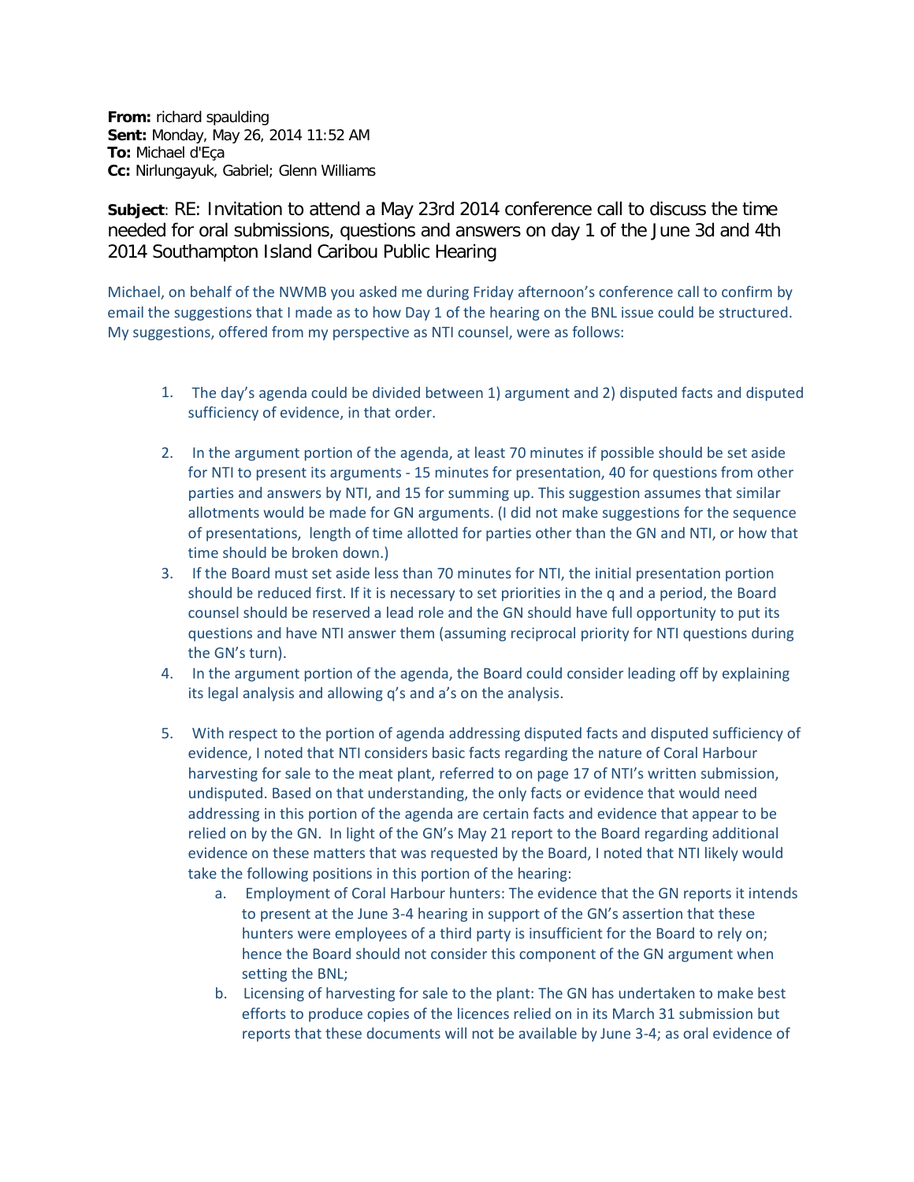**From:** richard spaulding
**Sent:** Monday, May 26, 2014 11:52 AM
**To:** Michael d'Eça
**Cc:** Nirlungayuk, Gabriel; Glenn Williams

**Subject**: RE: Invitation to attend a May 23rd 2014 conference call to discuss the time needed for oral submissions, questions and answers on day 1 of the June 3d and 4th 2014 Southampton Island Caribou Public Hearing

Michael, on behalf of the NWMB you asked me during Friday afternoon's conference call to confirm by email the suggestions that I made as to how Day 1 of the hearing on the BNL issue could be structured. My suggestions, offered from my perspective as NTI counsel, were as follows:

1. The day's agenda could be divided between 1) argument and 2) disputed facts and disputed sufficiency of evidence, in that order.

2. In the argument portion of the agenda, at least 70 minutes if possible should be set aside for NTI to present its arguments - 15 minutes for presentation, 40 for questions from other parties and answers by NTI, and 15 for summing up. This suggestion assumes that similar allotments would be made for GN arguments. (I did not make suggestions for the sequence of presentations, length of time allotted for parties other than the GN and NTI, or how that time should be broken down.)
3. If the Board must set aside less than 70 minutes for NTI, the initial presentation portion should be reduced first. If it is necessary to set priorities in the q and a period, the Board counsel should be reserved a lead role and the GN should have full opportunity to put its questions and have NTI answer them (assuming reciprocal priority for NTI questions during the GN's turn).
4. In the argument portion of the agenda, the Board could consider leading off by explaining its legal analysis and allowing q's and a's on the analysis.

5. With respect to the portion of agenda addressing disputed facts and disputed sufficiency of evidence, I noted that NTI considers basic facts regarding the nature of Coral Harbour harvesting for sale to the meat plant, referred to on page 17 of NTI's written submission, undisputed. Based on that understanding, the only facts or evidence that would need addressing in this portion of the agenda are certain facts and evidence that appear to be relied on by the GN. In light of the GN's May 21 report to the Board regarding additional evidence on these matters that was requested by the Board, I noted that NTI likely would take the following positions in this portion of the hearing:
   a. Employment of Coral Harbour hunters: The evidence that the GN reports it intends to present at the June 3-4 hearing in support of the GN's assertion that these hunters were employees of a third party is insufficient for the Board to rely on; hence the Board should not consider this component of the GN argument when setting the BNL;
   b. Licensing of harvesting for sale to the plant: The GN has undertaken to make best efforts to produce copies of the licences relied on in its March 31 submission but reports that these documents will not be available by June 3-4; as oral evidence of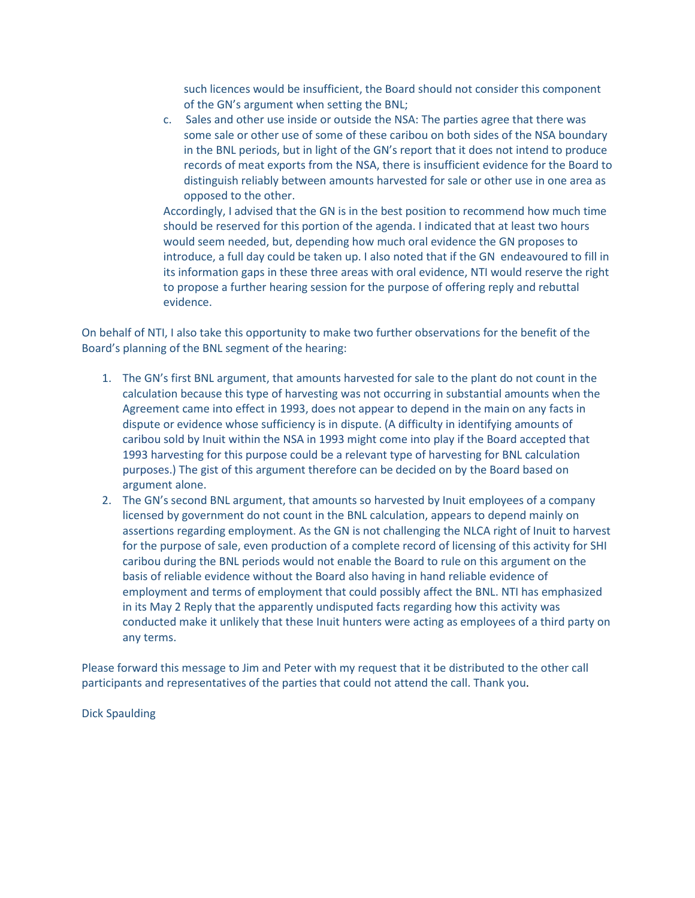such licences would be insufficient, the Board should not consider this component of the GN's argument when setting the BNL;

c. Sales and other use inside or outside the NSA: The parties agree that there was some sale or other use of some of these caribou on both sides of the NSA boundary in the BNL periods, but in light of the GN's report that it does not intend to produce records of meat exports from the NSA, there is insufficient evidence for the Board to distinguish reliably between amounts harvested for sale or other use in one area as opposed to the other.

Accordingly, I advised that the GN is in the best position to recommend how much time should be reserved for this portion of the agenda. I indicated that at least two hours would seem needed, but, depending how much oral evidence the GN proposes to introduce, a full day could be taken up. I also noted that if the GN endeavoured to fill in its information gaps in these three areas with oral evidence, NTI would reserve the right to propose a further hearing session for the purpose of offering reply and rebuttal evidence.

On behalf of NTI, I also take this opportunity to make two further observations for the benefit of the Board's planning of the BNL segment of the hearing:

1. The GN's first BNL argument, that amounts harvested for sale to the plant do not count in the calculation because this type of harvesting was not occurring in substantial amounts when the Agreement came into effect in 1993, does not appear to depend in the main on any facts in dispute or evidence whose sufficiency is in dispute. (A difficulty in identifying amounts of caribou sold by Inuit within the NSA in 1993 might come into play if the Board accepted that 1993 harvesting for this purpose could be a relevant type of harvesting for BNL calculation purposes.) The gist of this argument therefore can be decided on by the Board based on argument alone.
2. The GN's second BNL argument, that amounts so harvested by Inuit employees of a company licensed by government do not count in the BNL calculation, appears to depend mainly on assertions regarding employment. As the GN is not challenging the NLCA right of Inuit to harvest for the purpose of sale, even production of a complete record of licensing of this activity for SHI caribou during the BNL periods would not enable the Board to rule on this argument on the basis of reliable evidence without the Board also having in hand reliable evidence of employment and terms of employment that could possibly affect the BNL. NTI has emphasized in its May 2 Reply that the apparently undisputed facts regarding how this activity was conducted make it unlikely that these Inuit hunters were acting as employees of a third party on any terms.

Please forward this message to Jim and Peter with my request that it be distributed to the other call participants and representatives of the parties that could not attend the call. Thank you.

Dick Spaulding